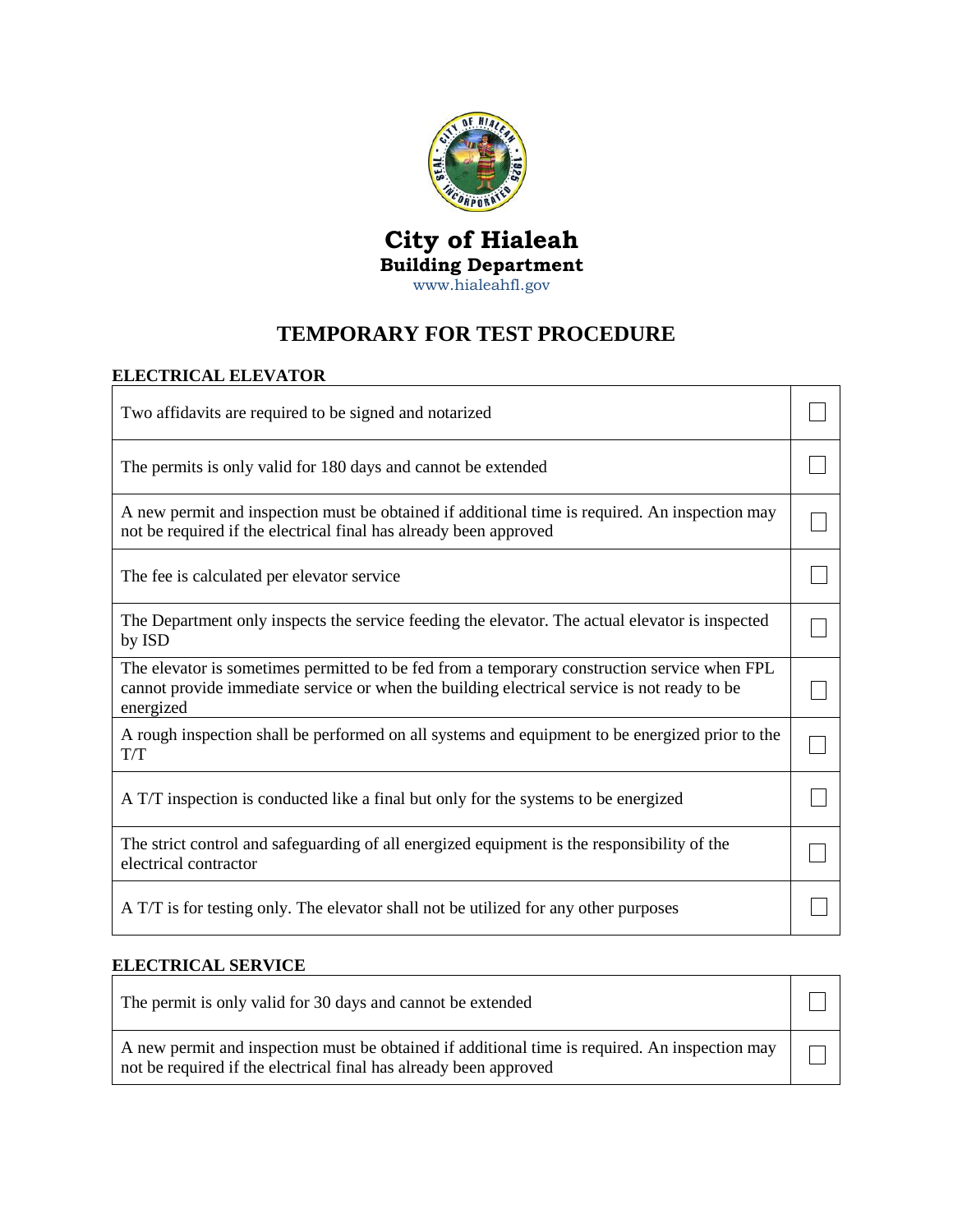# City of Hialeah

**Building Department**

www.hialeahfl.gov

## TEMPORARY FOR TEST PROCEDURE

### ELECTRICAL ELEVATOR

| | |
|---|---|
| Two affidavits are required to be signed and notarized | ☐ |
| The permits is only valid for 180 days and cannot be extended | ☐ |
| A new permit and inspection must be obtained if additional time is required. An inspection may not be required if the electrical final has already been approved | ☐ |
| The fee is calculated per elevator service | ☐ |
| The Department only inspects the service feeding the elevator. The actual elevator is inspected by ISD | ☐ |
| The elevator is sometimes permitted to be fed from a temporary construction service when FPL cannot provide immediate service or when the building electrical service is not ready to be energized | ☐ |
| A rough inspection shall be performed on all systems and equipment to be energized prior to the T/T | ☐ |
| A T/T inspection is conducted like a final but only for the systems to be energized | ☐ |
| The strict control and safeguarding of all energized equipment is the responsibility of the electrical contractor | ☐ |
| A T/T is for testing only. The elevator shall not be utilized for any other purposes | ☐ |

### ELECTRICAL SERVICE

| | |
|---|---|
| The permit is only valid for 30 days and cannot be extended | ☐ |
| A new permit and inspection must be obtained if additional time is required. An inspection may not be required if the electrical final has already been approved | ☐ |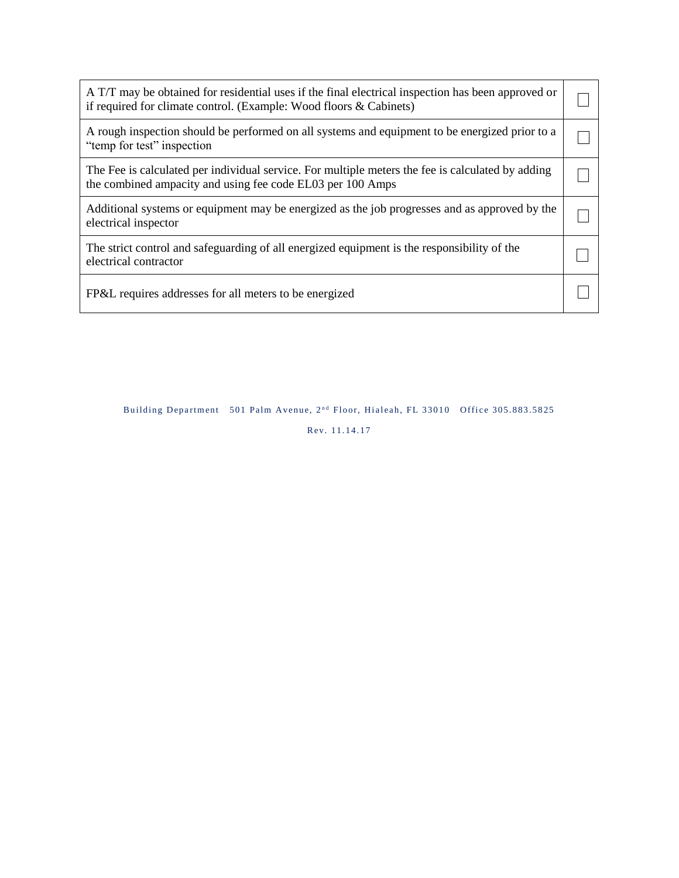| | |
|---|---|
| A T/T may be obtained for residential uses if the final electrical inspection has been approved or if required for climate control. (Example: Wood floors & Cabinets) | ☐ |
| A rough inspection should be performed on all systems and equipment to be energized prior to a “temp for test” inspection | ☐ |
| The Fee is calculated per individual service. For multiple meters the fee is calculated by adding the combined ampacity and using fee code EL03 per 100 Amps | ☐ |
| Additional systems or equipment may be energized as the job progresses and as approved by the electrical inspector | ☐ |
| The strict control and safeguarding of all energized equipment is the responsibility of the electrical contractor | ☐ |
| FP&L requires addresses for all meters to be energized | ☐ |

Building Department 501 Palm Avenue, 2nd Floor, Hialeah, FL 33010 Office 305.883.5825

Rev. 11.14.17